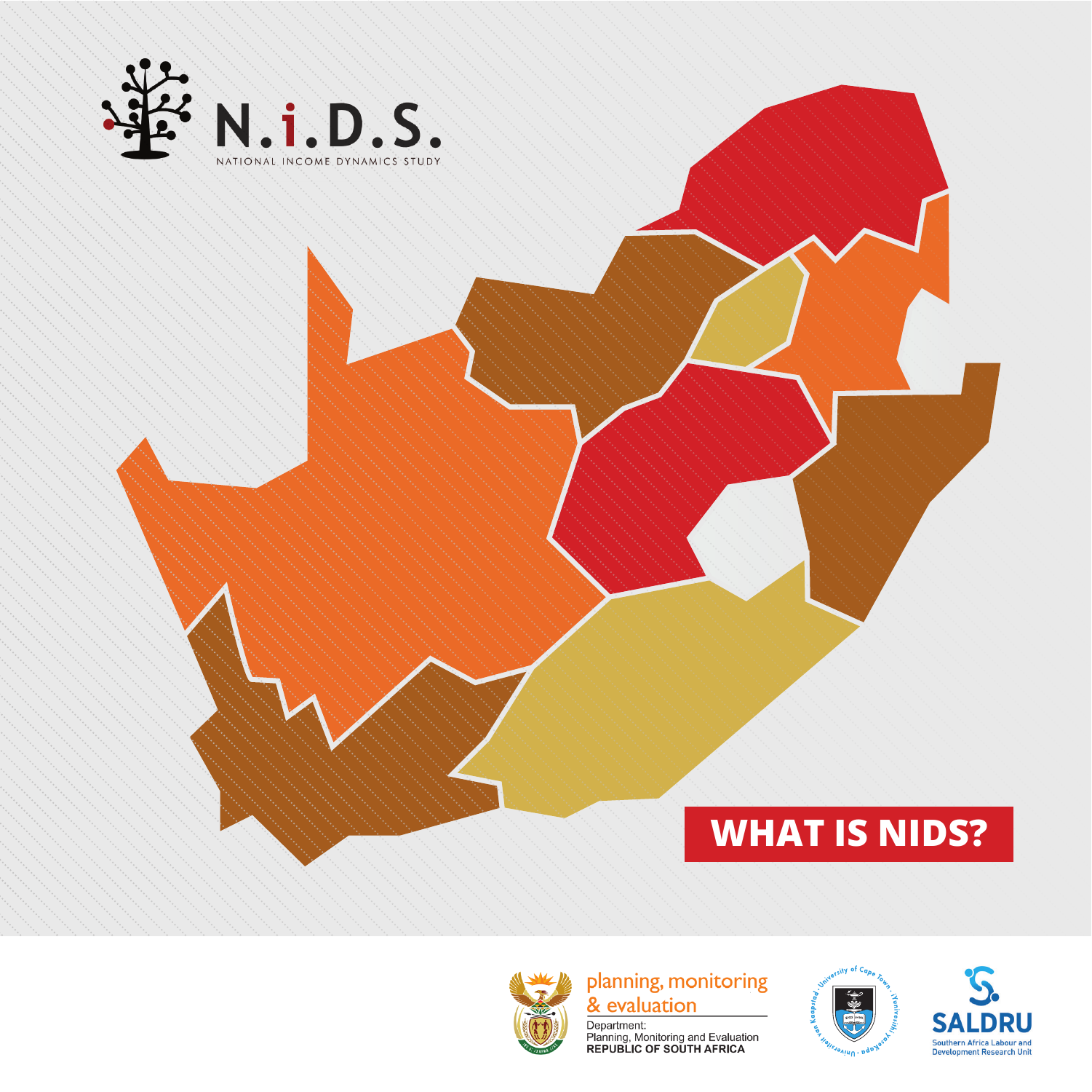# N.i.D.S.

NATIONAL INCOME DYNAMICS STUDY

# WHAT IS NIDS?

planning, monitoring & evaluation

Department:
Planning, Monitoring and Evaluation
REPUBLIC OF SOUTH AFRICA

SALDRU
Southern Africa Labour and Development Research Unit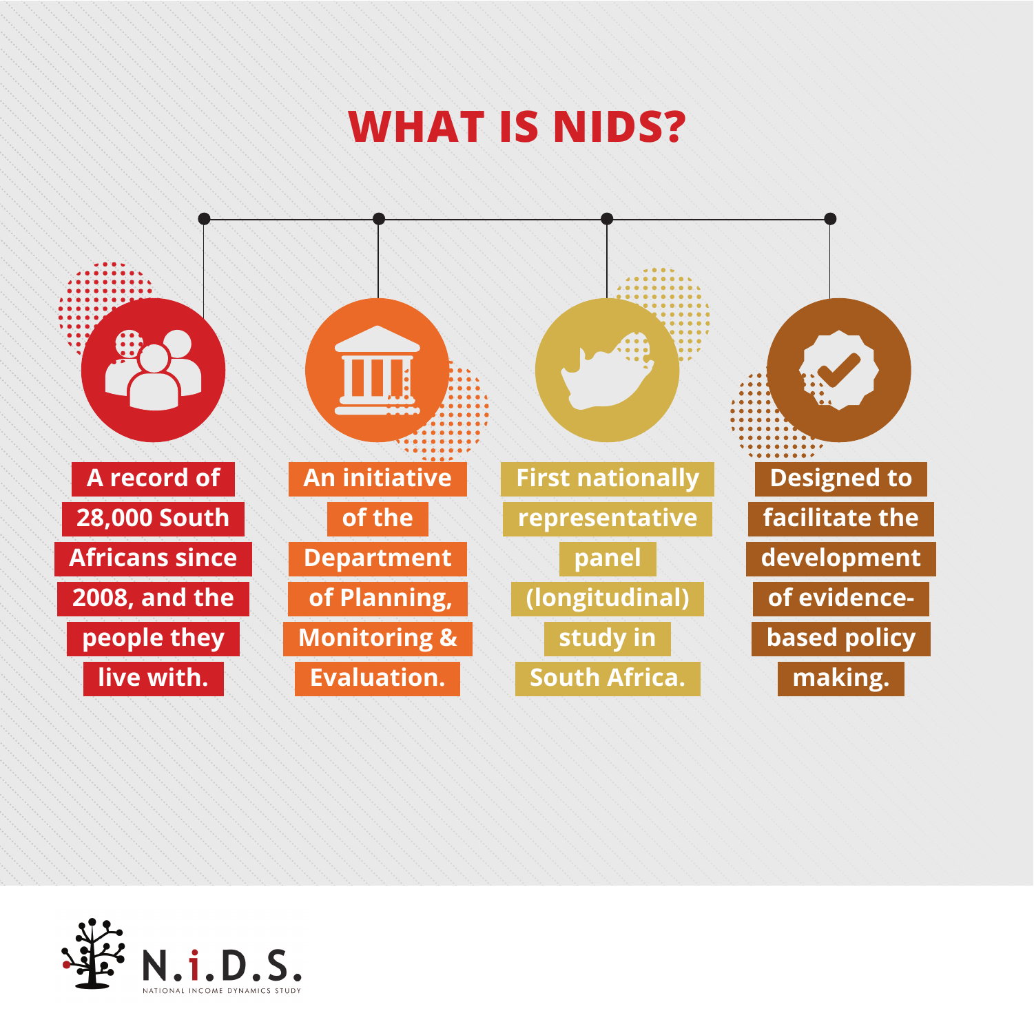# WHAT IS NIDS?

- A record of 28,000 South Africans since 2008, and the people they live with.
- An initiative of the Department of Planning, Monitoring & Evaluation.
- First nationally representative panel (longitudinal) study in South Africa.
- Designed to facilitate the development of evidence-based policy making.

N.i.D.S.
NATIONAL INCOME DYNAMICS STUDY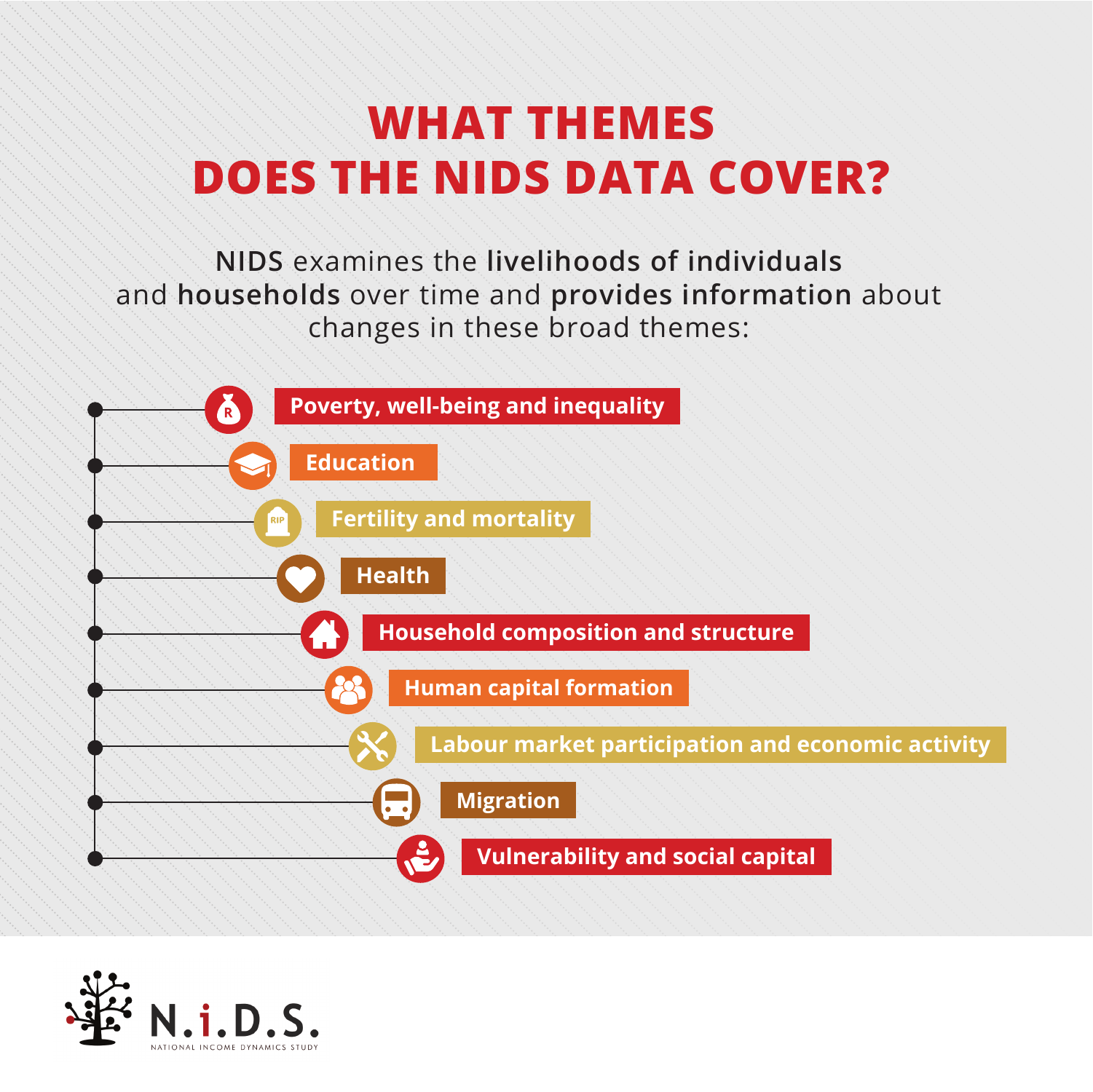# WHAT THEMES DOES THE NIDS DATA COVER?

**NIDS** examines the **livelihoods of individuals** and **households** over time and **provides information** about changes in these broad themes:

- Poverty, well-being and inequality
- Education
- Fertility and mortality
- Health
- Household composition and structure
- Human capital formation
- Labour market participation and economic activity
- Migration
- Vulnerability and social capital

N.i.D.S.
NATIONAL INCOME DYNAMICS STUDY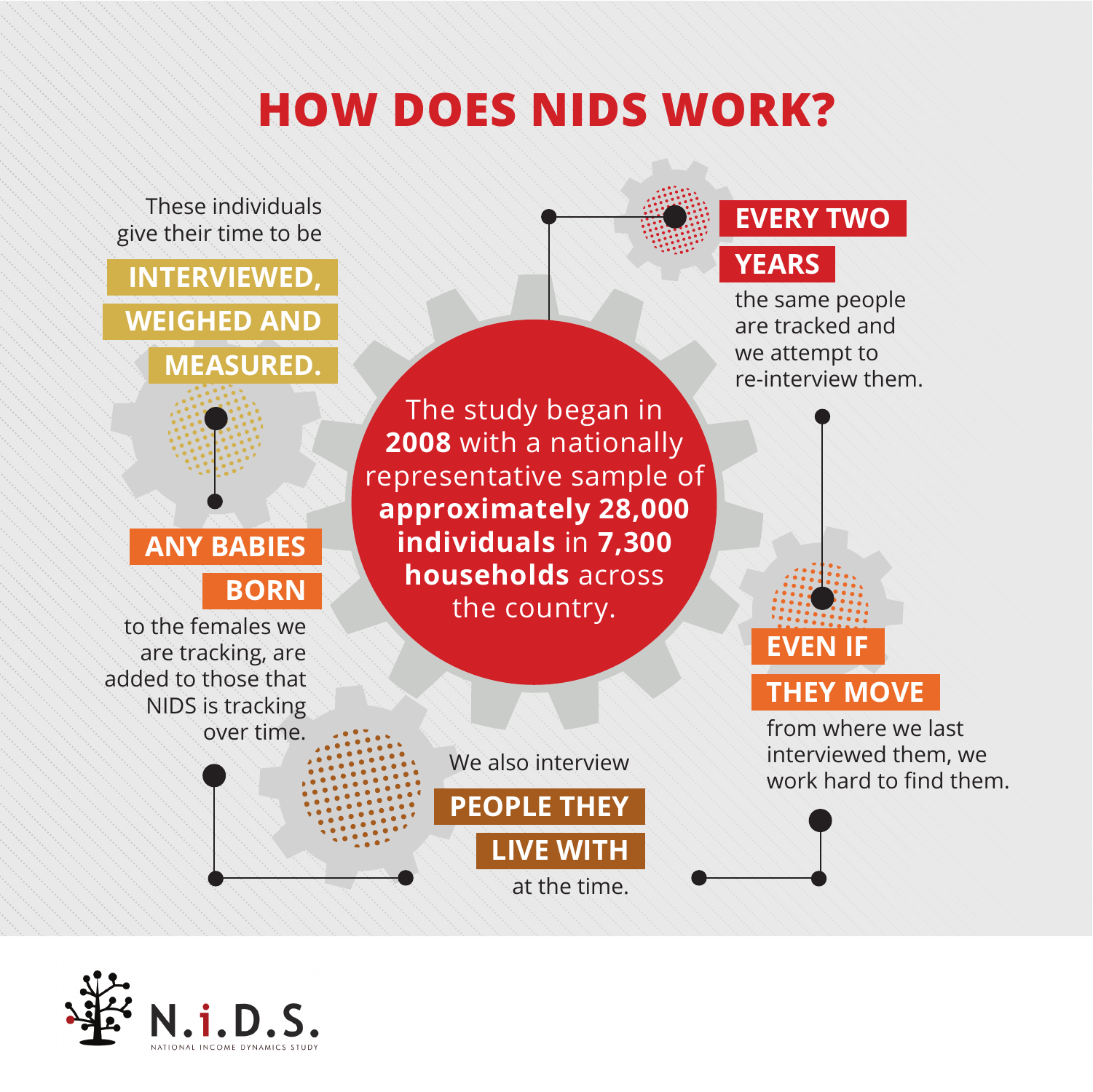# HOW DOES NIDS WORK?

The study began in **2008** with a nationally representative sample of **approximately 28,000 individuals** in **7,300 households** across the country.

These individuals give their time to be **INTERVIEWED, WEIGHED AND MEASURED.**

**EVERY TWO YEARS** the same people are tracked and we attempt to re-interview them.

**ANY BABIES BORN** to the females we are tracking, are added to those that NIDS is tracking over time.

**EVEN IF THEY MOVE** from where we last interviewed them, we work hard to find them.

We also interview **PEOPLE THEY LIVE WITH** at the time.

N.i.D.S.
NATIONAL INCOME DYNAMICS STUDY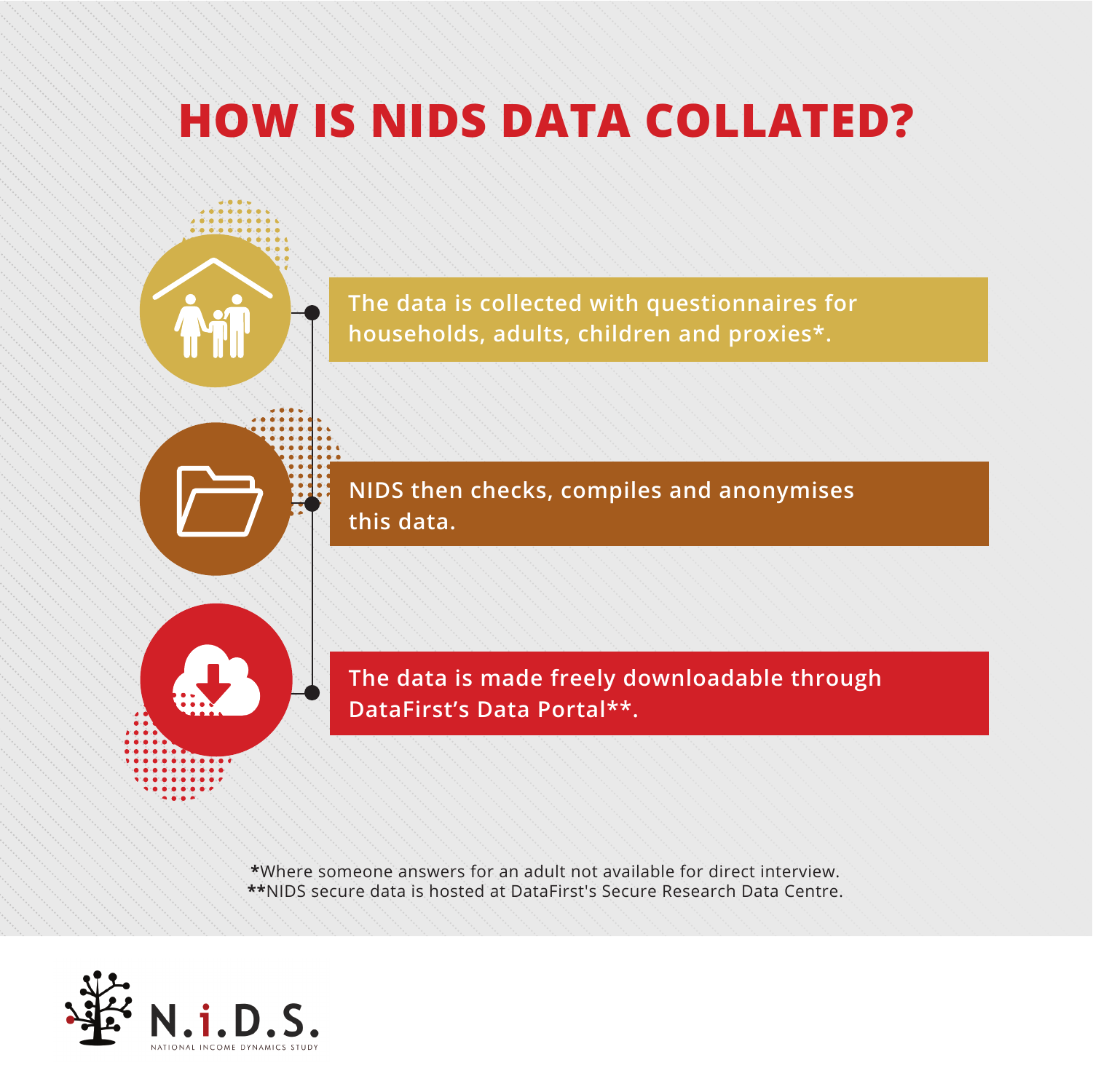# HOW IS NIDS DATA COLLATED?

1. The data is collected with questionnaires for households, adults, children and proxies*.
2. NIDS then checks, compiles and anonymises this data.
3. The data is made freely downloadable through DataFirst's Data Portal**.

*Where someone answers for an adult not available for direct interview.
**NIDS secure data is hosted at DataFirst's Secure Research Data Centre.

N.i.D.S.
NATIONAL INCOME DYNAMICS STUDY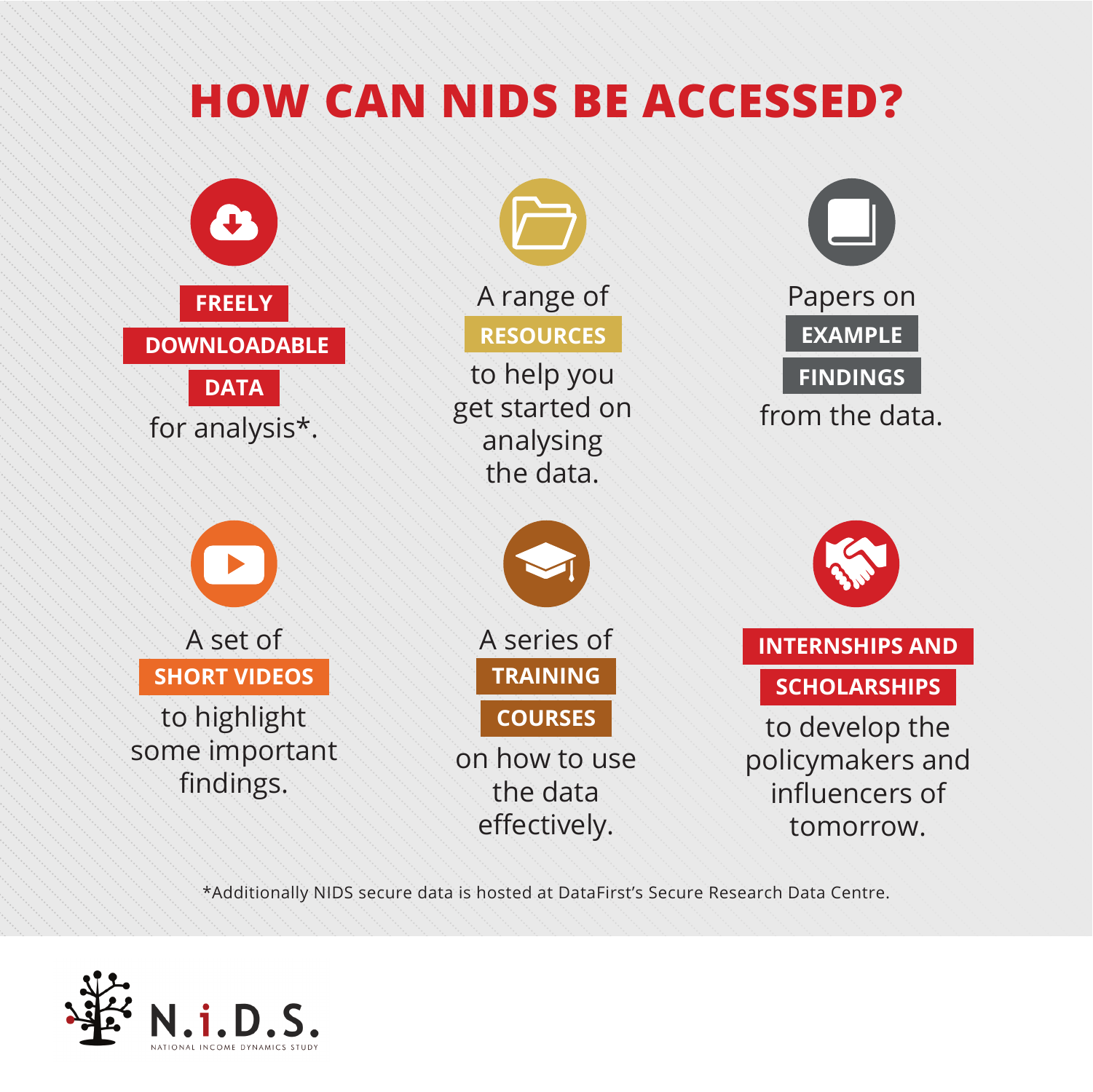# HOW CAN NIDS BE ACCESSED?

**FREELY DOWNLOADABLE DATA** for analysis*.

A range of **RESOURCES** to help you get started on analysing the data.

Papers on **EXAMPLE FINDINGS** from the data.

A set of **SHORT VIDEOS** to highlight some important findings.

A series of **TRAINING COURSES** on how to use the data effectively.

**INTERNSHIPS AND SCHOLARSHIPS** to develop the policymakers and influencers of tomorrow.

*Additionally NIDS secure data is hosted at DataFirst's Secure Research Data Centre.

N.i.D.S.
NATIONAL INCOME DYNAMICS STUDY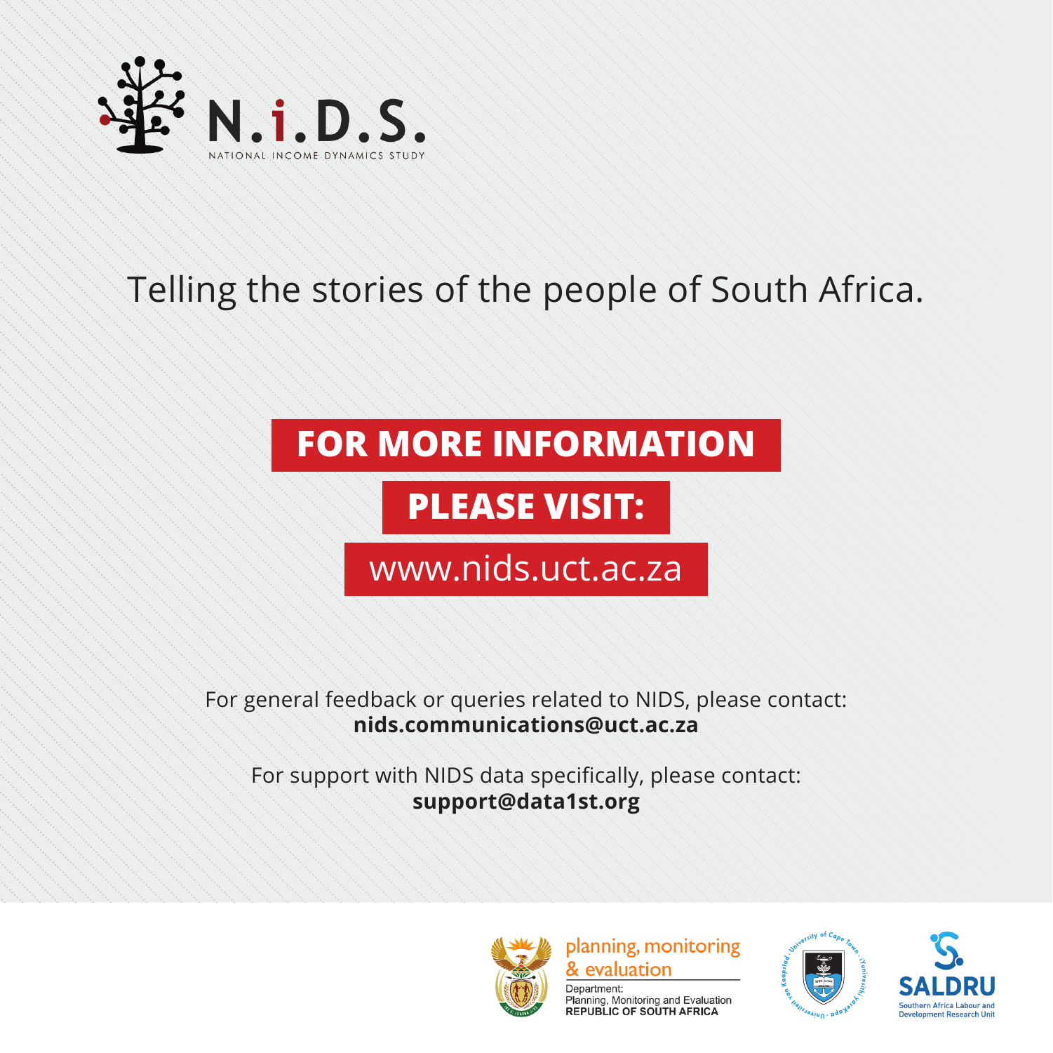# N.i.D.S.

NATIONAL INCOME DYNAMICS STUDY

Telling the stories of the people of South Africa.

**FOR MORE INFORMATION**

**PLEASE VISIT:**

www.nids.uct.ac.za

For general feedback or queries related to NIDS, please contact:
**nids.communications@uct.ac.za**

For support with NIDS data specifically, please contact:
**support@data1st.org**

planning, monitoring & evaluation

Department:
Planning, Monitoring and Evaluation
**REPUBLIC OF SOUTH AFRICA**

University of Cape Town · iYunivesithi yaseKapa · Universiteit van Kaapstad

SALDRU
Southern Africa Labour and Development Research Unit